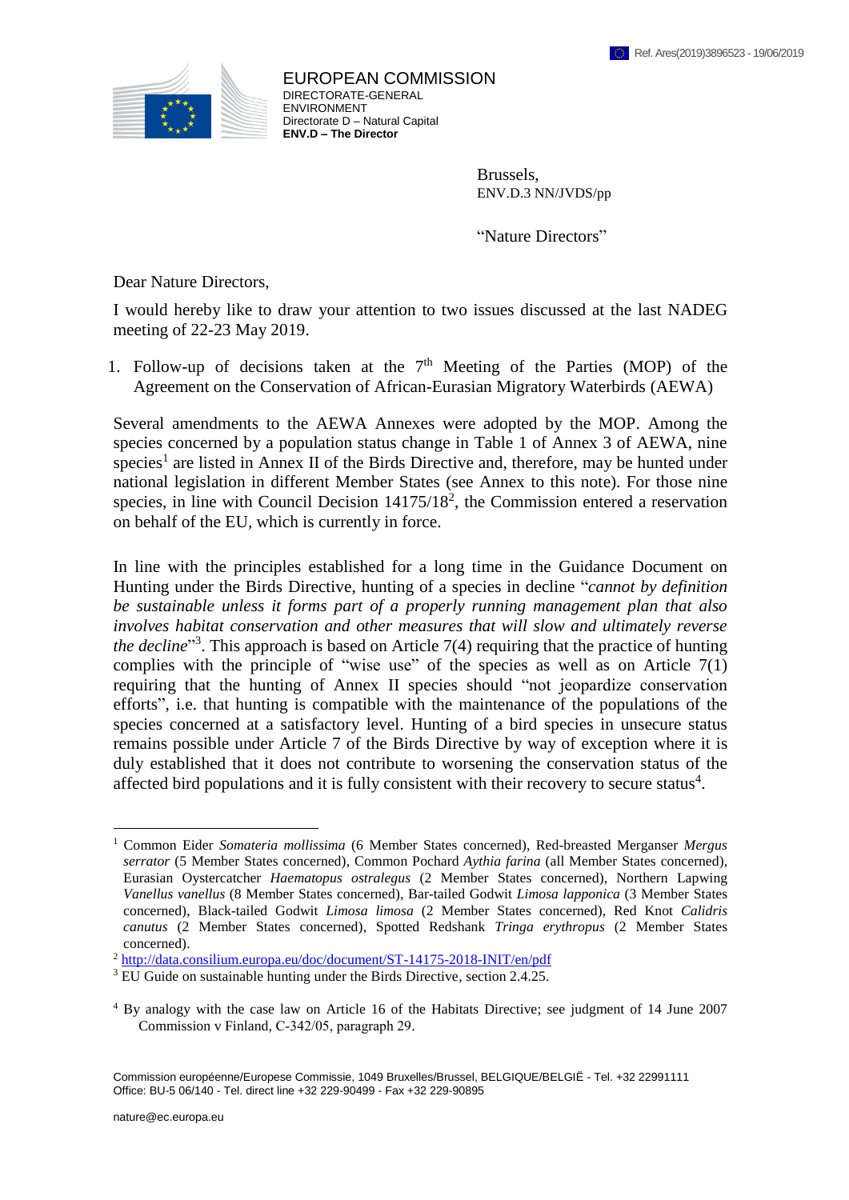Ref. Ares(2019)3896523 - 19/06/2019

EUROPEAN COMMISSION
DIRECTORATE-GENERAL
ENVIRONMENT
Directorate D – Natural Capital
**ENV.D – The Director**

Brussels,
ENV.D.3 NN/JVDS/pp

"Nature Directors"

Dear Nature Directors,

I would hereby like to draw your attention to two issues discussed at the last NADEG meeting of 22-23 May 2019.

1. Follow-up of decisions taken at the 7th Meeting of the Parties (MOP) of the Agreement on the Conservation of African-Eurasian Migratory Waterbirds (AEWA)

Several amendments to the AEWA Annexes were adopted by the MOP. Among the species concerned by a population status change in Table 1 of Annex 3 of AEWA, nine species[1] are listed in Annex II of the Birds Directive and, therefore, may be hunted under national legislation in different Member States (see Annex to this note). For those nine species, in line with Council Decision 14175/18[2], the Commission entered a reservation on behalf of the EU, which is currently in force.

In line with the principles established for a long time in the Guidance Document on Hunting under the Birds Directive, hunting of a species in decline "*cannot by definition be sustainable unless it forms part of a properly running management plan that also involves habitat conservation and other measures that will slow and ultimately reverse the decline*"[3]. This approach is based on Article 7(4) requiring that the practice of hunting complies with the principle of "wise use" of the species as well as on Article 7(1) requiring that the hunting of Annex II species should "not jeopardize conservation efforts", i.e. that hunting is compatible with the maintenance of the populations of the species concerned at a satisfactory level. Hunting of a bird species in unsecure status remains possible under Article 7 of the Birds Directive by way of exception where it is duly established that it does not contribute to worsening the conservation status of the affected bird populations and it is fully consistent with their recovery to secure status[4].

---

[1] Common Eider *Somateria mollissima* (6 Member States concerned), Red-breasted Merganser *Mergus serrator* (5 Member States concerned), Common Pochard *Aythia farina* (all Member States concerned), Eurasian Oystercatcher *Haematopus ostralegus* (2 Member States concerned), Northern Lapwing *Vanellus vanellus* (8 Member States concerned), Bar-tailed Godwit *Limosa lapponica* (3 Member States concerned), Black-tailed Godwit *Limosa limosa* (2 Member States concerned), Red Knot *Calidris canutus* (2 Member States concerned), Spotted Redshank *Tringa erythropus* (2 Member States concerned).

[2] http://data.consilium.europa.eu/doc/document/ST-14175-2018-INIT/en/pdf

[3] EU Guide on sustainable hunting under the Birds Directive, section 2.4.25.

[4] By analogy with the case law on Article 16 of the Habitats Directive; see judgment of 14 June 2007 Commission v Finland, C-342/05, paragraph 29.

Commission européenne/Europese Commissie, 1049 Bruxelles/Brussel, BELGIQUE/BELGIË - Tel. +32 22991111
Office: BU-5 06/140 - Tel. direct line +32 229-90499 - Fax +32 229-90895

nature@ec.europa.eu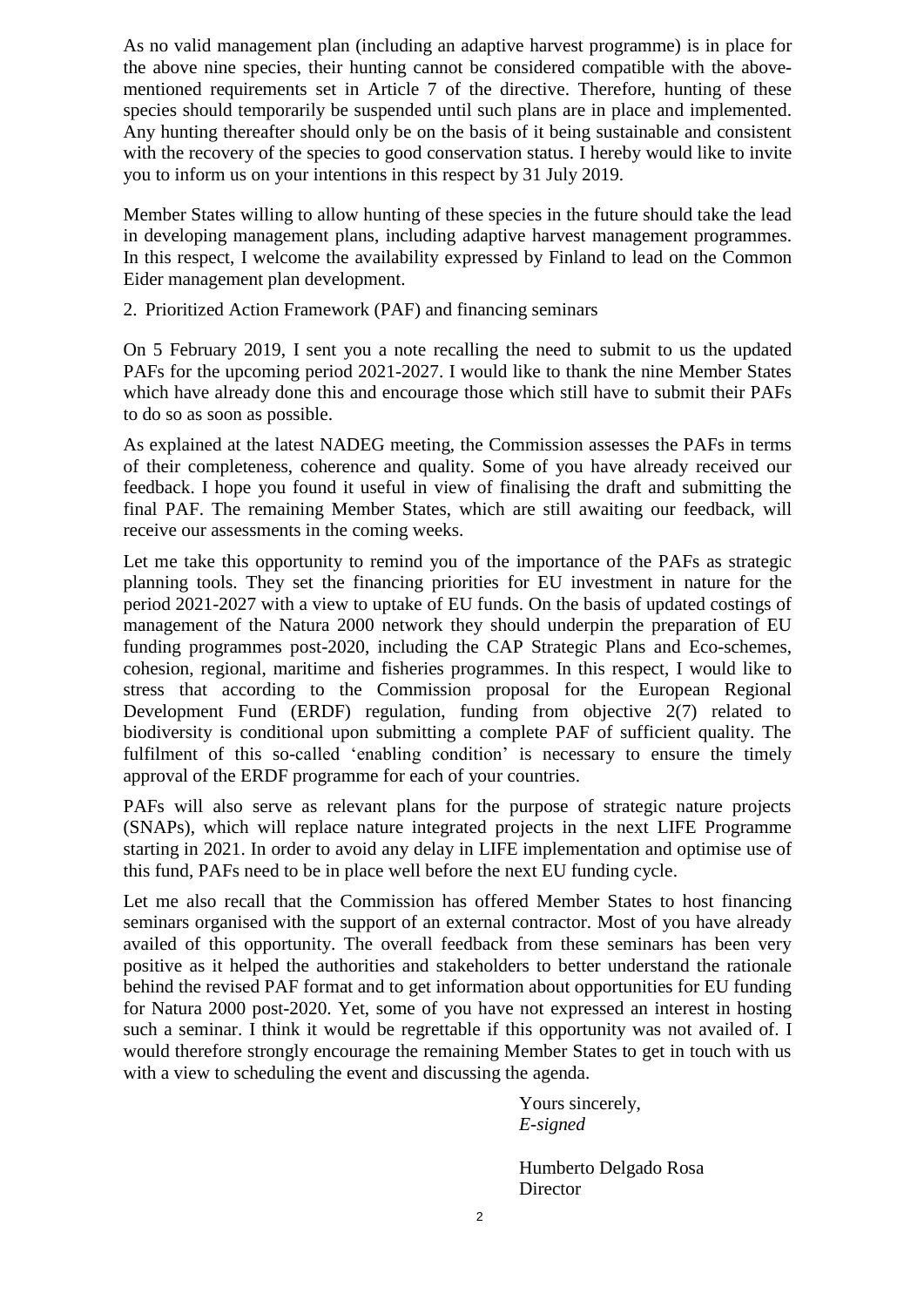As no valid management plan (including an adaptive harvest programme) is in place for the above nine species, their hunting cannot be considered compatible with the above-mentioned requirements set in Article 7 of the directive. Therefore, hunting of these species should temporarily be suspended until such plans are in place and implemented. Any hunting thereafter should only be on the basis of it being sustainable and consistent with the recovery of the species to good conservation status. I hereby would like to invite you to inform us on your intentions in this respect by 31 July 2019.

Member States willing to allow hunting of these species in the future should take the lead in developing management plans, including adaptive harvest management programmes. In this respect, I welcome the availability expressed by Finland to lead on the Common Eider management plan development.

2. Prioritized Action Framework (PAF) and financing seminars

On 5 February 2019, I sent you a note recalling the need to submit to us the updated PAFs for the upcoming period 2021-2027. I would like to thank the nine Member States which have already done this and encourage those which still have to submit their PAFs to do so as soon as possible.

As explained at the latest NADEG meeting, the Commission assesses the PAFs in terms of their completeness, coherence and quality. Some of you have already received our feedback. I hope you found it useful in view of finalising the draft and submitting the final PAF. The remaining Member States, which are still awaiting our feedback, will receive our assessments in the coming weeks.

Let me take this opportunity to remind you of the importance of the PAFs as strategic planning tools. They set the financing priorities for EU investment in nature for the period 2021-2027 with a view to uptake of EU funds. On the basis of updated costings of management of the Natura 2000 network they should underpin the preparation of EU funding programmes post-2020, including the CAP Strategic Plans and Eco-schemes, cohesion, regional, maritime and fisheries programmes. In this respect, I would like to stress that according to the Commission proposal for the European Regional Development Fund (ERDF) regulation, funding from objective 2(7) related to biodiversity is conditional upon submitting a complete PAF of sufficient quality. The fulfilment of this so-called 'enabling condition' is necessary to ensure the timely approval of the ERDF programme for each of your countries.

PAFs will also serve as relevant plans for the purpose of strategic nature projects (SNAPs), which will replace nature integrated projects in the next LIFE Programme starting in 2021. In order to avoid any delay in LIFE implementation and optimise use of this fund, PAFs need to be in place well before the next EU funding cycle.

Let me also recall that the Commission has offered Member States to host financing seminars organised with the support of an external contractor. Most of you have already availed of this opportunity. The overall feedback from these seminars has been very positive as it helped the authorities and stakeholders to better understand the rationale behind the revised PAF format and to get information about opportunities for EU funding for Natura 2000 post-2020. Yet, some of you have not expressed an interest in hosting such a seminar. I think it would be regrettable if this opportunity was not availed of. I would therefore strongly encourage the remaining Member States to get in touch with us with a view to scheduling the event and discussing the agenda.

Yours sincerely,
*E-signed*

Humberto Delgado Rosa
Director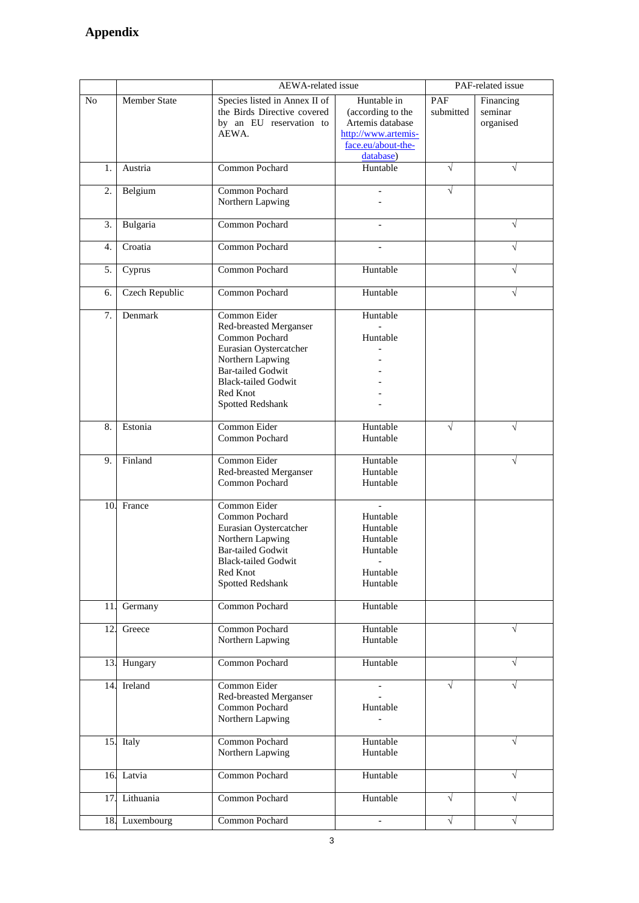# Appendix

| | | AEWA-related issue | | PAF-related issue | |
|---|---|---|---|---|---|
| No | Member State | Species listed in Annex II of the Birds Directive covered by an EU reservation to AEWA. | Huntable in (according to the Artemis database [http://www.artemis-face.eu/about-the-database](http://www.artemis-face.eu/about-the-database)) | PAF submitted | Financing seminar organised |
| 1. | Austria | Common Pochard | Huntable | √ | √ |
| 2. | Belgium | Common Pochard<br>Northern Lapwing | -<br>- | √ | |
| 3. | Bulgaria | Common Pochard | - | | √ |
| 4. | Croatia | Common Pochard | - | | √ |
| 5. | Cyprus | Common Pochard | Huntable | | √ |
| 6. | Czech Republic | Common Pochard | Huntable | | √ |
| 7. | Denmark | Common Eider<br>Red-breasted Merganser<br>Common Pochard<br>Eurasian Oystercatcher<br>Northern Lapwing<br>Bar-tailed Godwit<br>Black-tailed Godwit<br>Red Knot<br>Spotted Redshank | Huntable<br>-<br>Huntable<br>-<br>-<br>-<br>-<br>-<br>- | | |
| 8. | Estonia | Common Eider<br>Common Pochard | Huntable<br>Huntable | √ | √ |
| 9. | Finland | Common Eider<br>Red-breasted Merganser<br>Common Pochard | Huntable<br>Huntable<br>Huntable | | √ |
| 10. | France | Common Eider<br>Common Pochard<br>Eurasian Oystercatcher<br>Northern Lapwing<br>Bar-tailed Godwit<br>Black-tailed Godwit<br>Red Knot<br>Spotted Redshank | -<br>Huntable<br>Huntable<br>Huntable<br>Huntable<br>-<br>Huntable<br>Huntable | | |
| 11. | Germany | Common Pochard | Huntable | | |
| 12. | Greece | Common Pochard<br>Northern Lapwing | Huntable<br>Huntable | | √ |
| 13. | Hungary | Common Pochard | Huntable | | √ |
| 14. | Ireland | Common Eider<br>Red-breasted Merganser<br>Common Pochard<br>Northern Lapwing | -<br>-<br>Huntable<br>- | √ | √ |
| 15. | Italy | Common Pochard<br>Northern Lapwing | Huntable<br>Huntable | | √ |
| 16. | Latvia | Common Pochard | Huntable | | √ |
| 17. | Lithuania | Common Pochard | Huntable | √ | √ |
| 18. | Luxembourg | Common Pochard | - | √ | √ |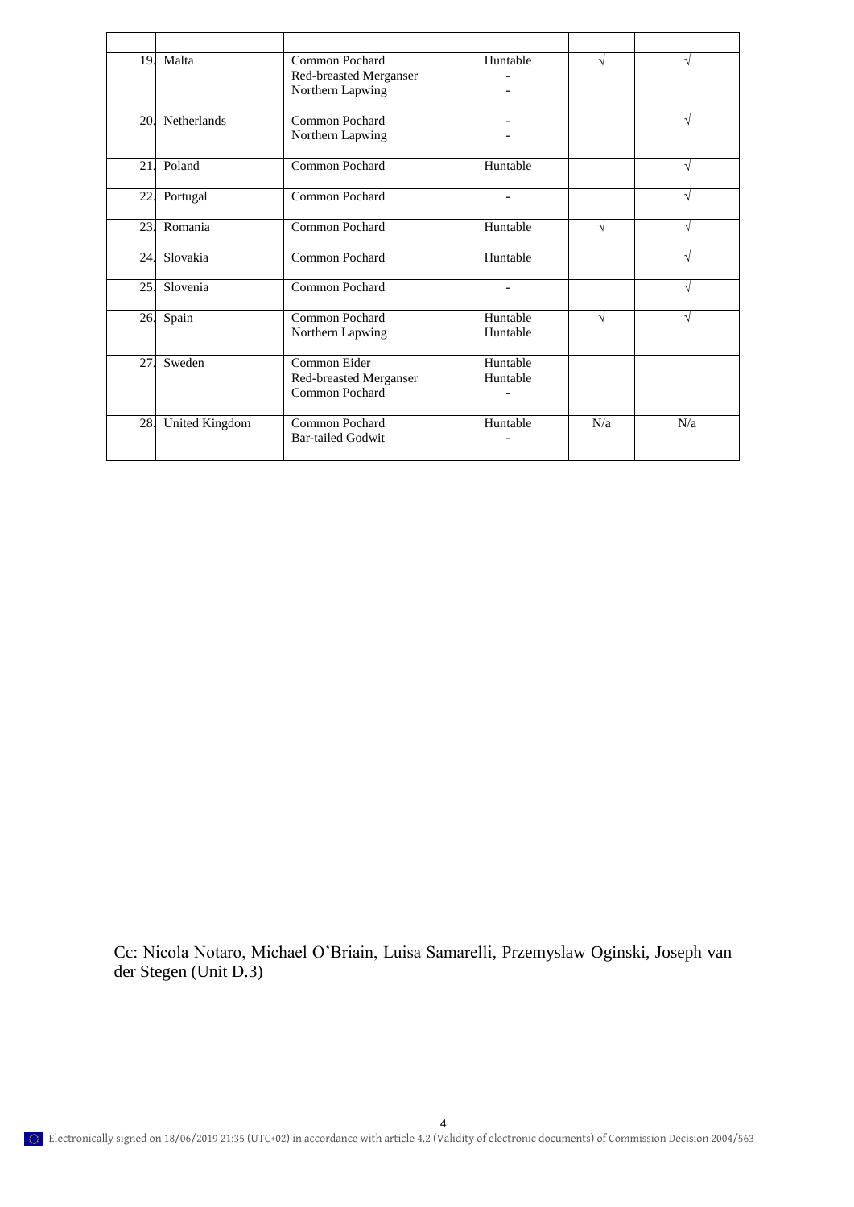| | | | | | |
|---|---|---|---|---|---|
| | | | | | |
| 19. | Malta | Common Pochard<br>Red-breasted Merganser<br>Northern Lapwing | Huntable<br>-<br>- | √ | √ |
| 20. | Netherlands | Common Pochard<br>Northern Lapwing | -<br>- | | √ |
| 21. | Poland | Common Pochard | Huntable | | √ |
| 22. | Portugal | Common Pochard | - | | √ |
| 23. | Romania | Common Pochard | Huntable | √ | √ |
| 24. | Slovakia | Common Pochard | Huntable | | √ |
| 25. | Slovenia | Common Pochard | - | | √ |
| 26. | Spain | Common Pochard<br>Northern Lapwing | Huntable<br>Huntable | √ | √ |
| 27. | Sweden | Common Eider<br>Red-breasted Merganser<br>Common Pochard | Huntable<br>Huntable<br>- | | |
| 28. | United Kingdom | Common Pochard<br>Bar-tailed Godwit | Huntable<br>- | N/a | N/a |

Cc: Nicola Notaro, Michael O'Briain, Luisa Samarelli, Przemyslaw Oginski, Joseph van der Stegen (Unit D.3)

Electronically signed on 18/06/2019 21:35 (UTC+02) in accordance with article 4.2 (Validity of electronic documents) of Commission Decision 2004/563